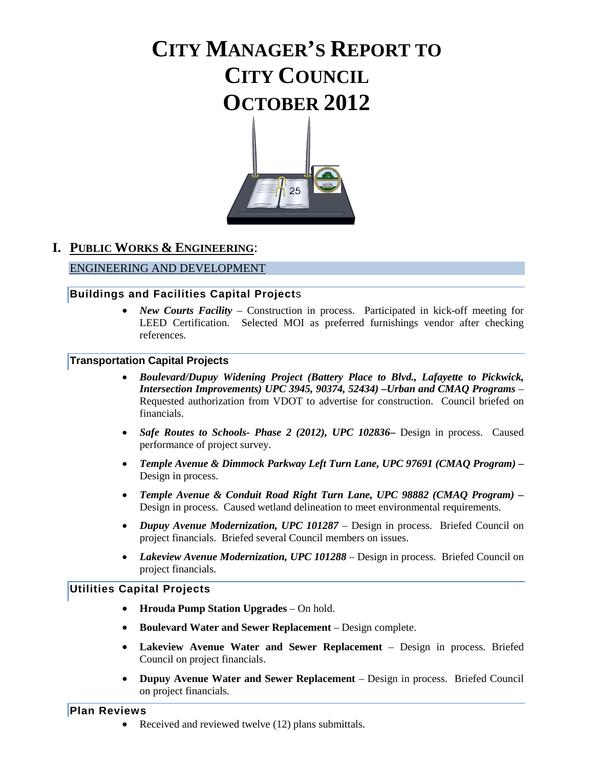# CITY MANAGER'S REPORT TO CITY COUNCIL OCTOBER 2012

## I. PUBLIC WORKS & ENGINEERING:

### ENGINEERING AND DEVELOPMENT

#### Buildings and Facilities Capital Projects

- ***New Courts Facility*** – Construction in process. Participated in kick-off meeting for LEED Certification. Selected MOI as preferred furnishings vendor after checking references.

#### Transportation Capital Projects

- ***Boulevard/Dupuy Widening Project (Battery Place to Blvd., Lafayette to Pickwick, Intersection Improvements) UPC 3945, 90374, 52434) –Urban and CMAQ Programs*** – Requested authorization from VDOT to advertise for construction. Council briefed on financials.
- ***Safe Routes to Schools- Phase 2 (2012), UPC 102836–*** Design in process. Caused performance of project survey.
- ***Temple Avenue & Dimmock Parkway Left Turn Lane, UPC 97691 (CMAQ Program) –*** Design in process.
- ***Temple Avenue & Conduit Road Right Turn Lane, UPC 98882 (CMAQ Program) –*** Design in process. Caused wetland delineation to meet environmental requirements.
- ***Dupuy Avenue Modernization, UPC 101287*** – Design in process. Briefed Council on project financials. Briefed several Council members on issues.
- ***Lakeview Avenue Modernization, UPC 101288*** – Design in process. Briefed Council on project financials.

#### Utilities Capital Projects

- **Hrouda Pump Station Upgrades** – On hold.
- **Boulevard Water and Sewer Replacement** – Design complete.
- **Lakeview Avenue Water and Sewer Replacement** – Design in process. Briefed Council on project financials.
- **Dupuy Avenue Water and Sewer Replacement** – Design in process. Briefed Council on project financials.

#### Plan Reviews

- Received and reviewed twelve (12) plans submittals.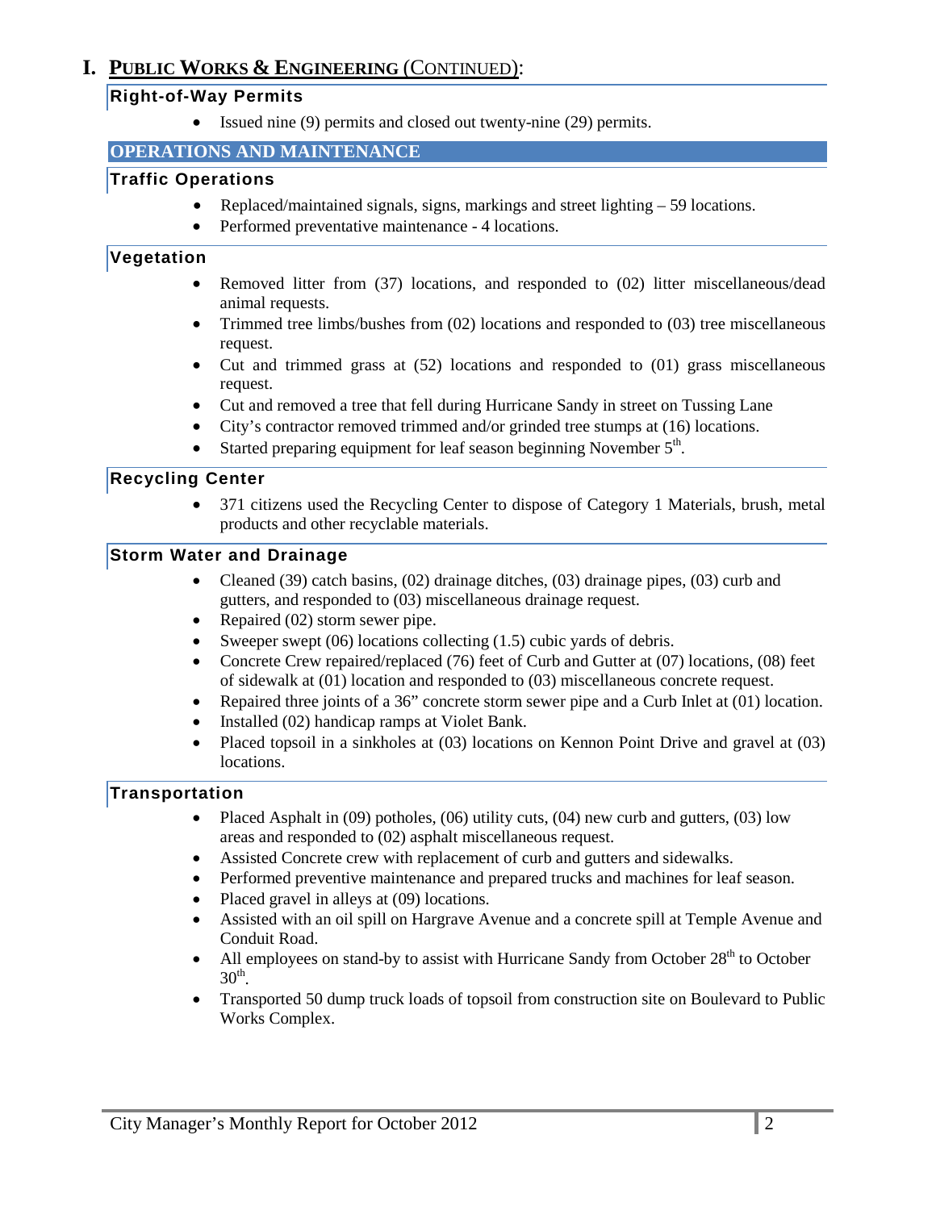# I. PUBLIC WORKS & ENGINEERING (CONTINUED):

### Right-of-Way Permits

- Issued nine (9) permits and closed out twenty-nine (29) permits.

## OPERATIONS AND MAINTENANCE

### Traffic Operations

- Replaced/maintained signals, signs, markings and street lighting – 59 locations.
- Performed preventative maintenance - 4 locations.

### Vegetation

- Removed litter from (37) locations, and responded to (02) litter miscellaneous/dead animal requests.
- Trimmed tree limbs/bushes from (02) locations and responded to (03) tree miscellaneous request.
- Cut and trimmed grass at (52) locations and responded to (01) grass miscellaneous request.
- Cut and removed a tree that fell during Hurricane Sandy in street on Tussing Lane
- City's contractor removed trimmed and/or grinded tree stumps at (16) locations.
- Started preparing equipment for leaf season beginning November 5th.

### Recycling Center

- 371 citizens used the Recycling Center to dispose of Category 1 Materials, brush, metal products and other recyclable materials.

### Storm Water and Drainage

- Cleaned (39) catch basins, (02) drainage ditches, (03) drainage pipes, (03) curb and gutters, and responded to (03) miscellaneous drainage request.
- Repaired (02) storm sewer pipe.
- Sweeper swept (06) locations collecting (1.5) cubic yards of debris.
- Concrete Crew repaired/replaced (76) feet of Curb and Gutter at (07) locations, (08) feet of sidewalk at (01) location and responded to (03) miscellaneous concrete request.
- Repaired three joints of a 36" concrete storm sewer pipe and a Curb Inlet at (01) location.
- Installed (02) handicap ramps at Violet Bank.
- Placed topsoil in a sinkholes at (03) locations on Kennon Point Drive and gravel at (03) locations.

### Transportation

- Placed Asphalt in (09) potholes, (06) utility cuts, (04) new curb and gutters, (03) low areas and responded to (02) asphalt miscellaneous request.
- Assisted Concrete crew with replacement of curb and gutters and sidewalks.
- Performed preventive maintenance and prepared trucks and machines for leaf season.
- Placed gravel in alleys at (09) locations.
- Assisted with an oil spill on Hargrave Avenue and a concrete spill at Temple Avenue and Conduit Road.
- All employees on stand-by to assist with Hurricane Sandy from October 28th to October 30th.
- Transported 50 dump truck loads of topsoil from construction site on Boulevard to Public Works Complex.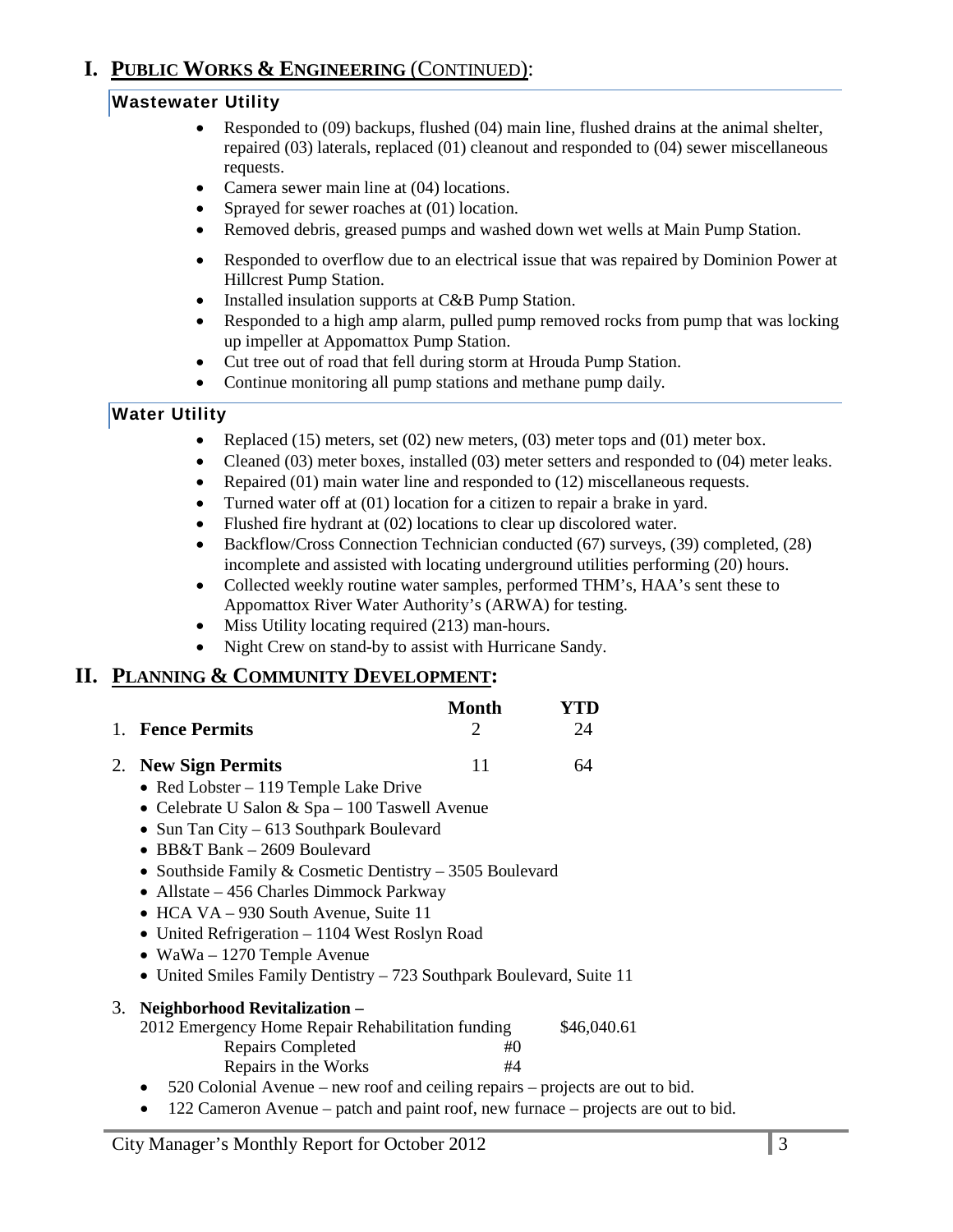# I. PUBLIC WORKS & ENGINEERING (CONTINUED):

### Wastewater Utility

- Responded to (09) backups, flushed (04) main line, flushed drains at the animal shelter, repaired (03) laterals, replaced (01) cleanout and responded to (04) sewer miscellaneous requests.
- Camera sewer main line at (04) locations.
- Sprayed for sewer roaches at (01) location.
- Removed debris, greased pumps and washed down wet wells at Main Pump Station.
- Responded to overflow due to an electrical issue that was repaired by Dominion Power at Hillcrest Pump Station.
- Installed insulation supports at C&B Pump Station.
- Responded to a high amp alarm, pulled pump removed rocks from pump that was locking up impeller at Appomattox Pump Station.
- Cut tree out of road that fell during storm at Hrouda Pump Station.
- Continue monitoring all pump stations and methane pump daily.

### Water Utility

- Replaced (15) meters, set (02) new meters, (03) meter tops and (01) meter box.
- Cleaned (03) meter boxes, installed (03) meter setters and responded to (04) meter leaks.
- Repaired (01) main water line and responded to (12) miscellaneous requests.
- Turned water off at (01) location for a citizen to repair a brake in yard.
- Flushed fire hydrant at (02) locations to clear up discolored water.
- Backflow/Cross Connection Technician conducted (67) surveys, (39) completed, (28) incomplete and assisted with locating underground utilities performing (20) hours.
- Collected weekly routine water samples, performed THM's, HAA's sent these to Appomattox River Water Authority's (ARWA) for testing.
- Miss Utility locating required (213) man-hours.
- Night Crew on stand-by to assist with Hurricane Sandy.

# II. PLANNING & COMMUNITY DEVELOPMENT:

| | Month | YTD |
|---|---|---|
| 1. **Fence Permits** | 2 | 24 |
| 2. **New Sign Permits** | 11 | 64 |

- Red Lobster – 119 Temple Lake Drive
- Celebrate U Salon & Spa – 100 Taswell Avenue
- Sun Tan City – 613 Southpark Boulevard
- BB&T Bank – 2609 Boulevard
- Southside Family & Cosmetic Dentistry – 3505 Boulevard
- Allstate – 456 Charles Dimmock Parkway
- HCA VA – 930 South Avenue, Suite 11
- United Refrigeration – 1104 West Roslyn Road
- WaWa – 1270 Temple Avenue
- United Smiles Family Dentistry – 723 Southpark Boulevard, Suite 11

3. **Neighborhood Revitalization –**

2012 Emergency Home Repair Rehabilitation funding $46,040.61

Repairs Completed #0

Repairs in the Works #4

- 520 Colonial Avenue – new roof and ceiling repairs – projects are out to bid.
- 122 Cameron Avenue – patch and paint roof, new furnace – projects are out to bid.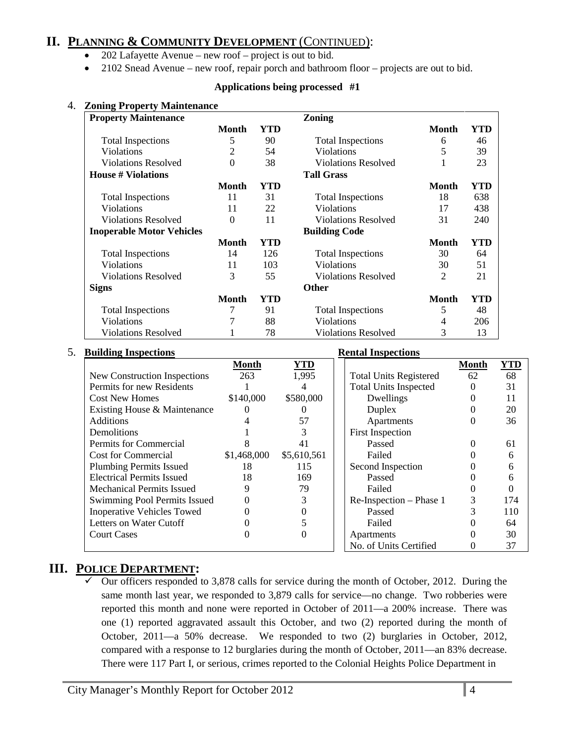## II. PLANNING & COMMUNITY DEVELOPMENT (CONTINUED):

- 202 Lafayette Avenue – new roof – project is out to bid.
- 2102 Snead Avenue – new roof, repair porch and bathroom floor – projects are out to bid.

**Applications being processed #1**

4. **Zoning Property Maintenance**

| **Property Maintenance** | **Month** | **YTD** | **Zoning** | **Month** | **YTD** |
|---|---|---|---|---|---|
| Total Inspections | 5 | 90 | Total Inspections | 6 | 46 |
| Violations | 2 | 54 | Violations | 5 | 39 |
| Violations Resolved | 0 | 38 | Violations Resolved | 1 | 23 |
| **House # Violations** | **Month** | **YTD** | **Tall Grass** | **Month** | **YTD** |
| Total Inspections | 11 | 31 | Total Inspections | 18 | 638 |
| Violations | 11 | 22 | Violations | 17 | 438 |
| Violations Resolved | 0 | 11 | Violations Resolved | 31 | 240 |
| **Inoperable Motor Vehicles** | **Month** | **YTD** | **Building Code** | **Month** | **YTD** |
| Total Inspections | 14 | 126 | Total Inspections | 30 | 64 |
| Violations | 11 | 103 | Violations | 30 | 51 |
| Violations Resolved | 3 | 55 | Violations Resolved | 2 | 21 |
| **Signs** | **Month** | **YTD** | **Other** | **Month** | **YTD** |
| Total Inspections | 7 | 91 | Total Inspections | 5 | 48 |
| Violations | 7 | 88 | Violations | 4 | 206 |
| Violations Resolved | 1 | 78 | Violations Resolved | 3 | 13 |

5. **Building Inspections**

| | **Month** | **YTD** |
|---|---|---|
| New Construction Inspections | 263 | 1,995 |
| Permits for new Residents | 1 | 4 |
| Cost New Homes | $140,000 | $580,000 |
| Existing House & Maintenance | 0 | 0 |
| Additions | 4 | 57 |
| Demolitions | 1 | 3 |
| Permits for Commercial | 8 | 41 |
| Cost for Commercial | $1,468,000 | $5,610,561 |
| Plumbing Permits Issued | 18 | 115 |
| Electrical Permits Issued | 18 | 169 |
| Mechanical Permits Issued | 9 | 79 |
| Swimming Pool Permits Issued | 0 | 3 |
| Inoperative Vehicles Towed | 0 | 0 |
| Letters on Water Cutoff | 0 | 5 |
| Court Cases | 0 | 0 |

**Rental Inspections**

| | **Month** | **YTD** |
|---|---|---|
| Total Units Registered | 62 | 68 |
| Total Units Inspected | 0 | 31 |
| Dwellings | 0 | 11 |
| Duplex | 0 | 20 |
| Apartments | 0 | 36 |
| First Inspection | | |
| Passed | 0 | 61 |
| Failed | 0 | 6 |
| Second Inspection | 0 | 6 |
| Passed | 0 | 6 |
| Failed | 0 | 0 |
| Re-Inspection – Phase 1 | 3 | 174 |
| Passed | 3 | 110 |
| Failed | 0 | 64 |
| Apartments | 0 | 30 |
| No. of Units Certified | 0 | 37 |

## III. POLICE DEPARTMENT:

- ✓ Our officers responded to 3,878 calls for service during the month of October, 2012. During the same month last year, we responded to 3,879 calls for service—no change. Two robberies were reported this month and none were reported in October of 2011—a 200% increase. There was one (1) reported aggravated assault this October, and two (2) reported during the month of October, 2011—a 50% decrease. We responded to two (2) burglaries in October, 2012, compared with a response to 12 burglaries during the month of October, 2011—an 83% decrease. There were 117 Part I, or serious, crimes reported to the Colonial Heights Police Department in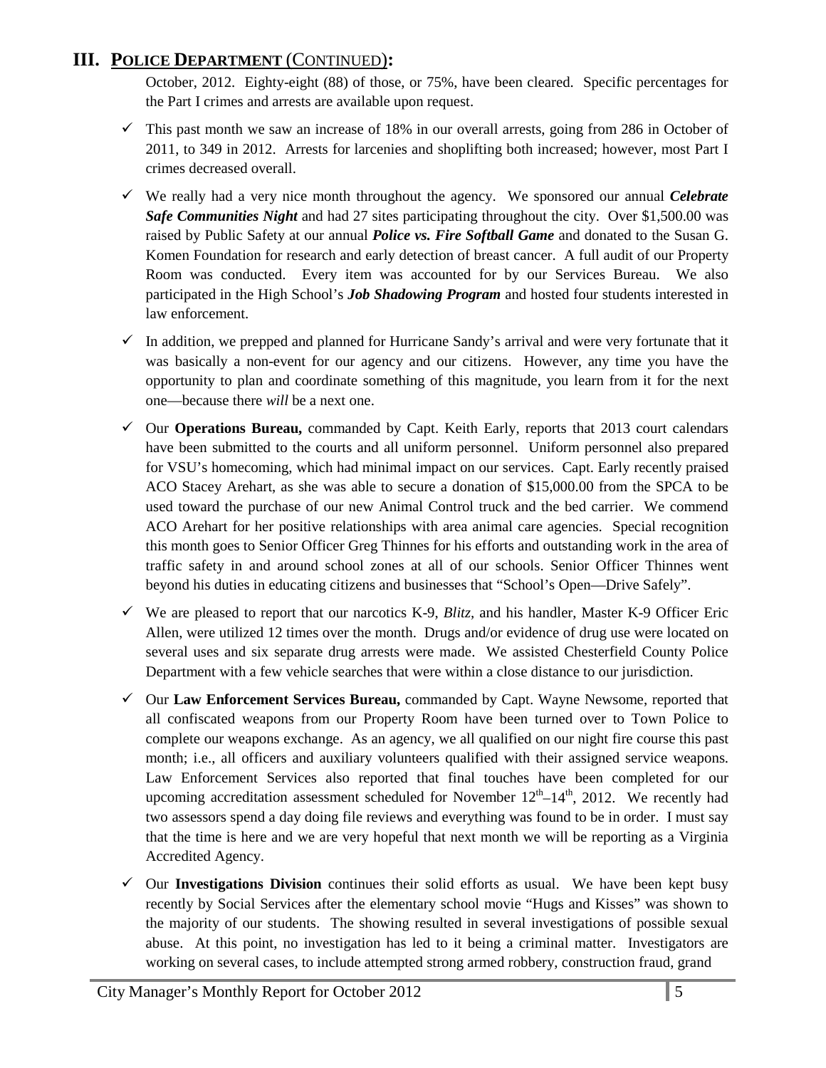## III. Police Department (Continued):

October, 2012. Eighty-eight (88) of those, or 75%, have been cleared. Specific percentages for the Part I crimes and arrests are available upon request.

- ✓ This past month we saw an increase of 18% in our overall arrests, going from 286 in October of 2011, to 349 in 2012. Arrests for larcenies and shoplifting both increased; however, most Part I crimes decreased overall.
- ✓ We really had a very nice month throughout the agency. We sponsored our annual ***Celebrate Safe Communities Night*** and had 27 sites participating throughout the city. Over $1,500.00 was raised by Public Safety at our annual ***Police vs. Fire Softball Game*** and donated to the Susan G. Komen Foundation for research and early detection of breast cancer. A full audit of our Property Room was conducted. Every item was accounted for by our Services Bureau. We also participated in the High School's ***Job Shadowing Program*** and hosted four students interested in law enforcement.
- ✓ In addition, we prepped and planned for Hurricane Sandy's arrival and were very fortunate that it was basically a non-event for our agency and our citizens. However, any time you have the opportunity to plan and coordinate something of this magnitude, you learn from it for the next one—because there *will* be a next one.
- ✓ Our **Operations Bureau,** commanded by Capt. Keith Early, reports that 2013 court calendars have been submitted to the courts and all uniform personnel. Uniform personnel also prepared for VSU's homecoming, which had minimal impact on our services. Capt. Early recently praised ACO Stacey Arehart, as she was able to secure a donation of $15,000.00 from the SPCA to be used toward the purchase of our new Animal Control truck and the bed carrier. We commend ACO Arehart for her positive relationships with area animal care agencies. Special recognition this month goes to Senior Officer Greg Thinnes for his efforts and outstanding work in the area of traffic safety in and around school zones at all of our schools. Senior Officer Thinnes went beyond his duties in educating citizens and businesses that "School's Open—Drive Safely".
- ✓ We are pleased to report that our narcotics K-9, *Blitz*, and his handler, Master K-9 Officer Eric Allen, were utilized 12 times over the month. Drugs and/or evidence of drug use were located on several uses and six separate drug arrests were made. We assisted Chesterfield County Police Department with a few vehicle searches that were within a close distance to our jurisdiction.
- ✓ Our **Law Enforcement Services Bureau,** commanded by Capt. Wayne Newsome, reported that all confiscated weapons from our Property Room have been turned over to Town Police to complete our weapons exchange. As an agency, we all qualified on our night fire course this past month; i.e., all officers and auxiliary volunteers qualified with their assigned service weapons. Law Enforcement Services also reported that final touches have been completed for our upcoming accreditation assessment scheduled for November 12th–14th, 2012. We recently had two assessors spend a day doing file reviews and everything was found to be in order. I must say that the time is here and we are very hopeful that next month we will be reporting as a Virginia Accredited Agency.
- ✓ Our **Investigations Division** continues their solid efforts as usual. We have been kept busy recently by Social Services after the elementary school movie "Hugs and Kisses" was shown to the majority of our students. The showing resulted in several investigations of possible sexual abuse. At this point, no investigation has led to it being a criminal matter. Investigators are working on several cases, to include attempted strong armed robbery, construction fraud, grand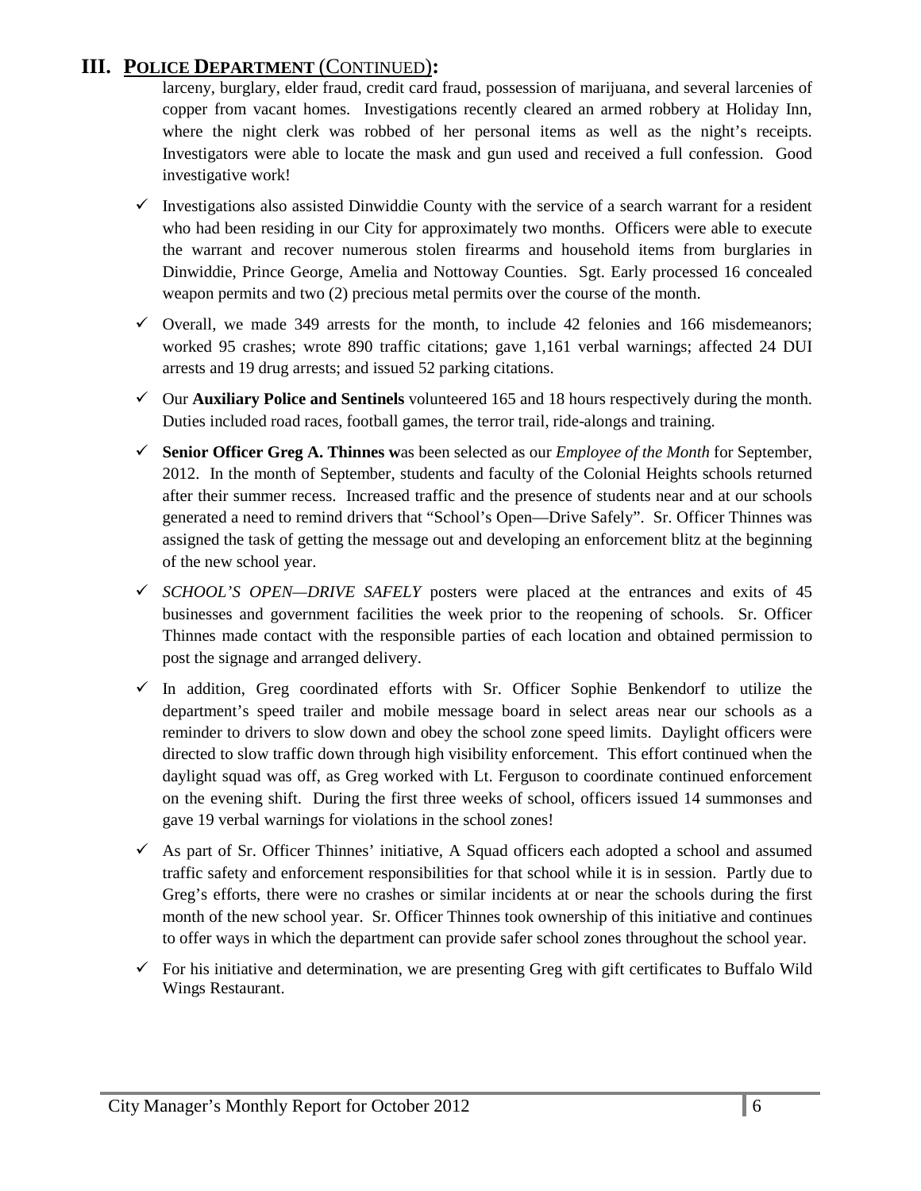## III. POLICE DEPARTMENT (CONTINUED):

larceny, burglary, elder fraud, credit card fraud, possession of marijuana, and several larcenies of copper from vacant homes. Investigations recently cleared an armed robbery at Holiday Inn, where the night clerk was robbed of her personal items as well as the night's receipts. Investigators were able to locate the mask and gun used and received a full confession. Good investigative work!

- ✓ Investigations also assisted Dinwiddie County with the service of a search warrant for a resident who had been residing in our City for approximately two months. Officers were able to execute the warrant and recover numerous stolen firearms and household items from burglaries in Dinwiddie, Prince George, Amelia and Nottoway Counties. Sgt. Early processed 16 concealed weapon permits and two (2) precious metal permits over the course of the month.
- ✓ Overall, we made 349 arrests for the month, to include 42 felonies and 166 misdemeanors; worked 95 crashes; wrote 890 traffic citations; gave 1,161 verbal warnings; affected 24 DUI arrests and 19 drug arrests; and issued 52 parking citations.
- ✓ Our **Auxiliary Police and Sentinels** volunteered 165 and 18 hours respectively during the month. Duties included road races, football games, the terror trail, ride-alongs and training.
- ✓ **Senior Officer Greg A. Thinnes w**as been selected as our *Employee of the Month* for September, 2012. In the month of September, students and faculty of the Colonial Heights schools returned after their summer recess. Increased traffic and the presence of students near and at our schools generated a need to remind drivers that "School's Open—Drive Safely". Sr. Officer Thinnes was assigned the task of getting the message out and developing an enforcement blitz at the beginning of the new school year.
- ✓ *SCHOOL'S OPEN—DRIVE SAFELY* posters were placed at the entrances and exits of 45 businesses and government facilities the week prior to the reopening of schools. Sr. Officer Thinnes made contact with the responsible parties of each location and obtained permission to post the signage and arranged delivery.
- ✓ In addition, Greg coordinated efforts with Sr. Officer Sophie Benkendorf to utilize the department's speed trailer and mobile message board in select areas near our schools as a reminder to drivers to slow down and obey the school zone speed limits. Daylight officers were directed to slow traffic down through high visibility enforcement. This effort continued when the daylight squad was off, as Greg worked with Lt. Ferguson to coordinate continued enforcement on the evening shift. During the first three weeks of school, officers issued 14 summonses and gave 19 verbal warnings for violations in the school zones!
- ✓ As part of Sr. Officer Thinnes' initiative, A Squad officers each adopted a school and assumed traffic safety and enforcement responsibilities for that school while it is in session. Partly due to Greg's efforts, there were no crashes or similar incidents at or near the schools during the first month of the new school year. Sr. Officer Thinnes took ownership of this initiative and continues to offer ways in which the department can provide safer school zones throughout the school year.
- ✓ For his initiative and determination, we are presenting Greg with gift certificates to Buffalo Wild Wings Restaurant.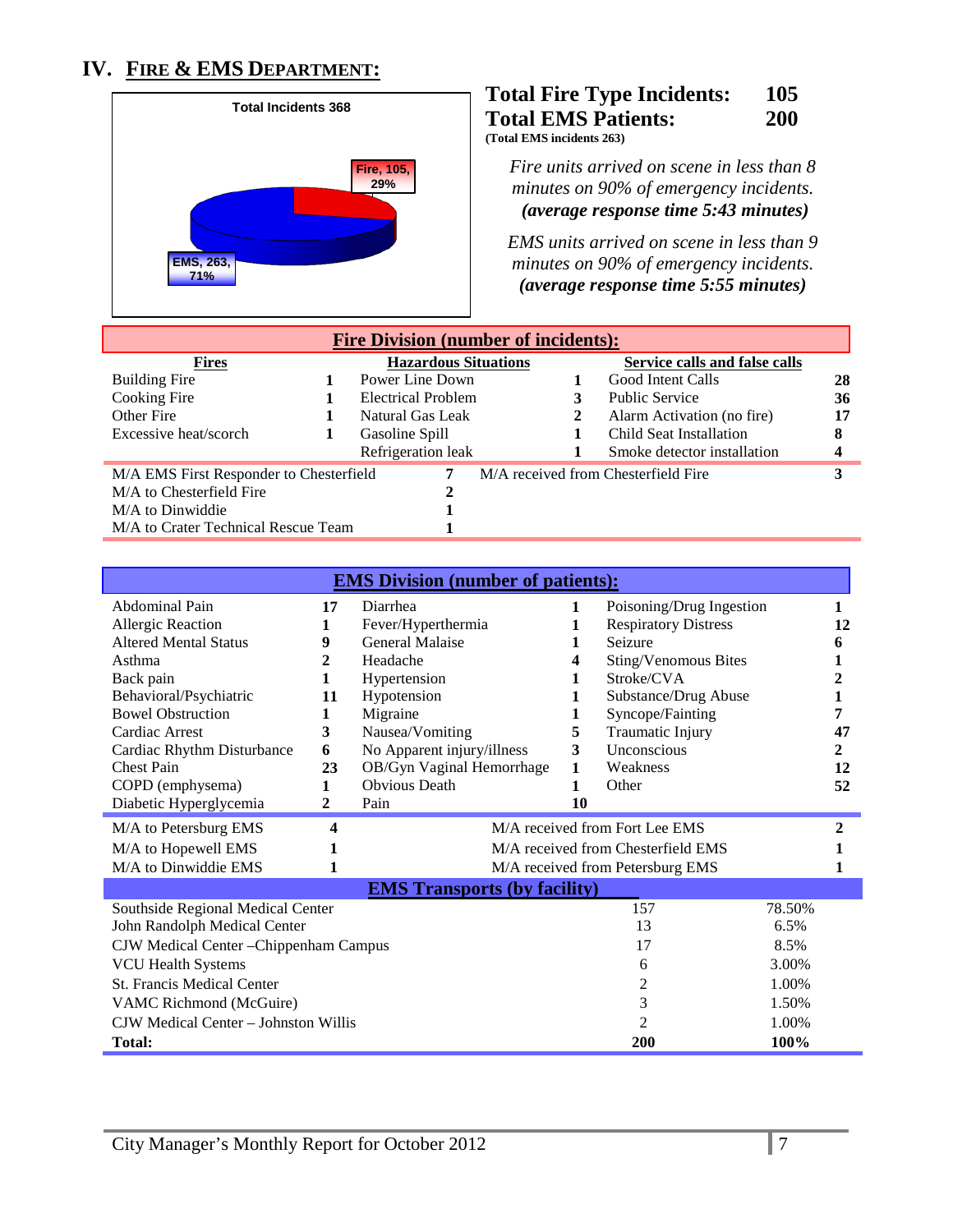# IV. FIRE & EMS DEPARTMENT:

Total Incidents 368

Fire, 105, 29%

EMS, 263, 71%

**Total Fire Type Incidents: 105**
**Total EMS Patients: 200**
**(Total EMS incidents 263)**

*Fire units arrived on scene in less than 8 minutes on 90% of emergency incidents.* ***(average response time 5:43 minutes)***

*EMS units arrived on scene in less than 9 minutes on 90% of emergency incidents.* ***(average response time 5:55 minutes)***

## Fire Division (number of incidents):

| Fires | | Hazardous Situations | | Service calls and false calls | |
|---|---|---|---|---|---|
| Building Fire | 1 | Power Line Down | 1 | Good Intent Calls | 28 |
| Cooking Fire | 1 | Electrical Problem | 3 | Public Service | 36 |
| Other Fire | 1 | Natural Gas Leak | 2 | Alarm Activation (no fire) | 17 |
| Excessive heat/scorch | 1 | Gasoline Spill | 1 | Child Seat Installation | 8 |
| | | Refrigeration leak | 1 | Smoke detector installation | 4 |

| | | | |
|---|---|---|---|
| M/A EMS First Responder to Chesterfield | 7 | M/A received from Chesterfield Fire | 3 |
| M/A to Chesterfield Fire | 2 | | |
| M/A to Dinwiddie | 1 | | |
| M/A to Crater Technical Rescue Team | 1 | | |

## EMS Division (number of patients):

| | | | | | |
|---|---|---|---|---|---|
| Abdominal Pain | 17 | Diarrhea | 1 | Poisoning/Drug Ingestion | 1 |
| Allergic Reaction | 1 | Fever/Hyperthermia | 1 | Respiratory Distress | 12 |
| Altered Mental Status | 9 | General Malaise | 1 | Seizure | 6 |
| Asthma | 2 | Headache | 4 | Sting/Venomous Bites | 1 |
| Back pain | 1 | Hypertension | 1 | Stroke/CVA | 2 |
| Behavioral/Psychiatric | 11 | Hypotension | 1 | Substance/Drug Abuse | 1 |
| Bowel Obstruction | 1 | Migraine | 1 | Syncope/Fainting | 7 |
| Cardiac Arrest | 3 | Nausea/Vomiting | 5 | Traumatic Injury | 47 |
| Cardiac Rhythm Disturbance | 6 | No Apparent injury/illness | 3 | Unconscious | 2 |
| Chest Pain | 23 | OB/Gyn Vaginal Hemorrhage | 1 | Weakness | 12 |
| COPD (emphysema) | 1 | Obvious Death | 1 | Other | 52 |
| Diabetic Hyperglycemia | 2 | Pain | 10 | | |

| | | | |
|---|---|---|---|
| M/A to Petersburg EMS | 4 | M/A received from Fort Lee EMS | 2 |
| M/A to Hopewell EMS | 1 | M/A received from Chesterfield EMS | 1 |
| M/A to Dinwiddie EMS | 1 | M/A received from Petersburg EMS | 1 |

## EMS Transports (by facility)

| | | |
|---|---|---|
| Southside Regional Medical Center | 157 | 78.50% |
| John Randolph Medical Center | 13 | 6.5% |
| CJW Medical Center –Chippenham Campus | 17 | 8.5% |
| VCU Health Systems | 6 | 3.00% |
| St. Francis Medical Center | 2 | 1.00% |
| VAMC Richmond (McGuire) | 3 | 1.50% |
| CJW Medical Center – Johnston Willis | 2 | 1.00% |
| **Total:** | **200** | **100%** |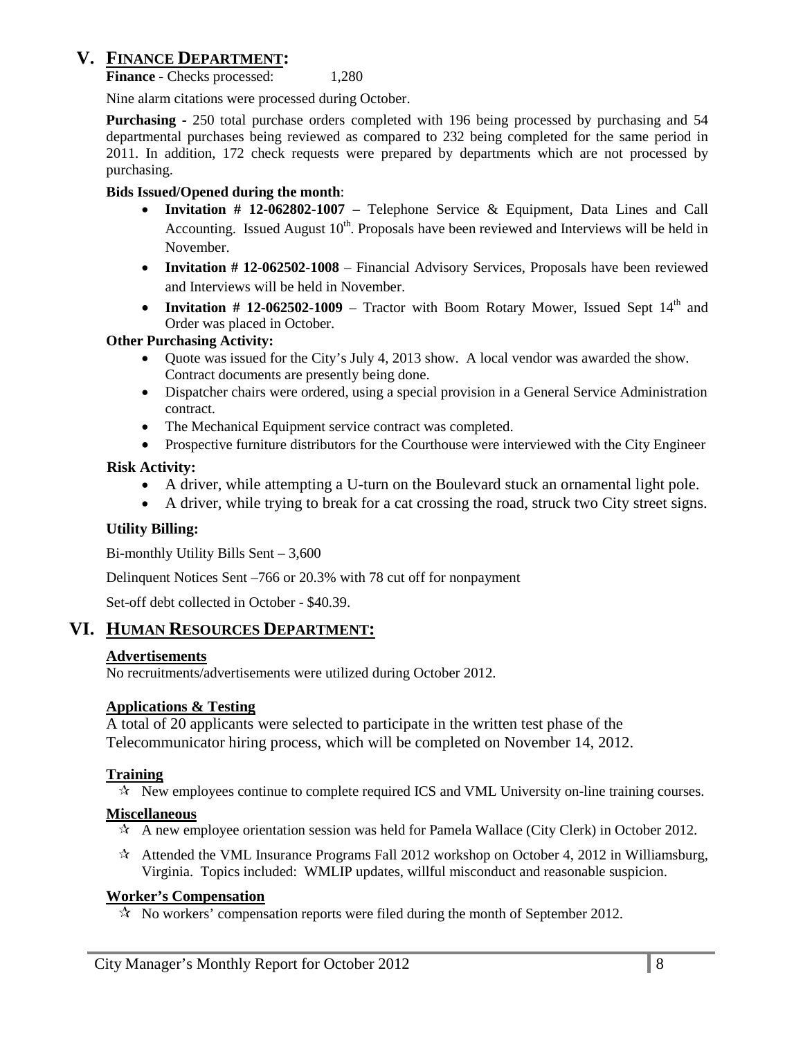## V. FINANCE DEPARTMENT:

**Finance -** Checks processed: 1,280

Nine alarm citations were processed during October.

**Purchasing** - 250 total purchase orders completed with 196 being processed by purchasing and 54 departmental purchases being reviewed as compared to 232 being completed for the same period in 2011. In addition, 172 check requests were prepared by departments which are not processed by purchasing.

**Bids Issued/Opened during the month**:

- **Invitation # 12-062802-1007 –** Telephone Service & Equipment, Data Lines and Call Accounting. Issued August 10th. Proposals have been reviewed and Interviews will be held in November.
- **Invitation # 12-062502-1008** – Financial Advisory Services, Proposals have been reviewed and Interviews will be held in November.
- **Invitation # 12-062502-1009** – Tractor with Boom Rotary Mower, Issued Sept 14th and Order was placed in October.

**Other Purchasing Activity:**

- Quote was issued for the City's July 4, 2013 show. A local vendor was awarded the show. Contract documents are presently being done.
- Dispatcher chairs were ordered, using a special provision in a General Service Administration contract.
- The Mechanical Equipment service contract was completed.
- Prospective furniture distributors for the Courthouse were interviewed with the City Engineer

**Risk Activity:**

- A driver, while attempting a U-turn on the Boulevard stuck an ornamental light pole.
- A driver, while trying to break for a cat crossing the road, struck two City street signs.

**Utility Billing:**

Bi-monthly Utility Bills Sent – 3,600

Delinquent Notices Sent –766 or 20.3% with 78 cut off for nonpayment

Set-off debt collected in October - $40.39.

## VI. HUMAN RESOURCES DEPARTMENT:

### Advertisements

No recruitments/advertisements were utilized during October 2012.

### Applications & Testing

A total of 20 applicants were selected to participate in the written test phase of the Telecommunicator hiring process, which will be completed on November 14, 2012.

### Training

- New employees continue to complete required ICS and VML University on-line training courses.

### Miscellaneous

- A new employee orientation session was held for Pamela Wallace (City Clerk) in October 2012.
- Attended the VML Insurance Programs Fall 2012 workshop on October 4, 2012 in Williamsburg, Virginia. Topics included: WMLIP updates, willful misconduct and reasonable suspicion.

### Worker's Compensation

- No workers' compensation reports were filed during the month of September 2012.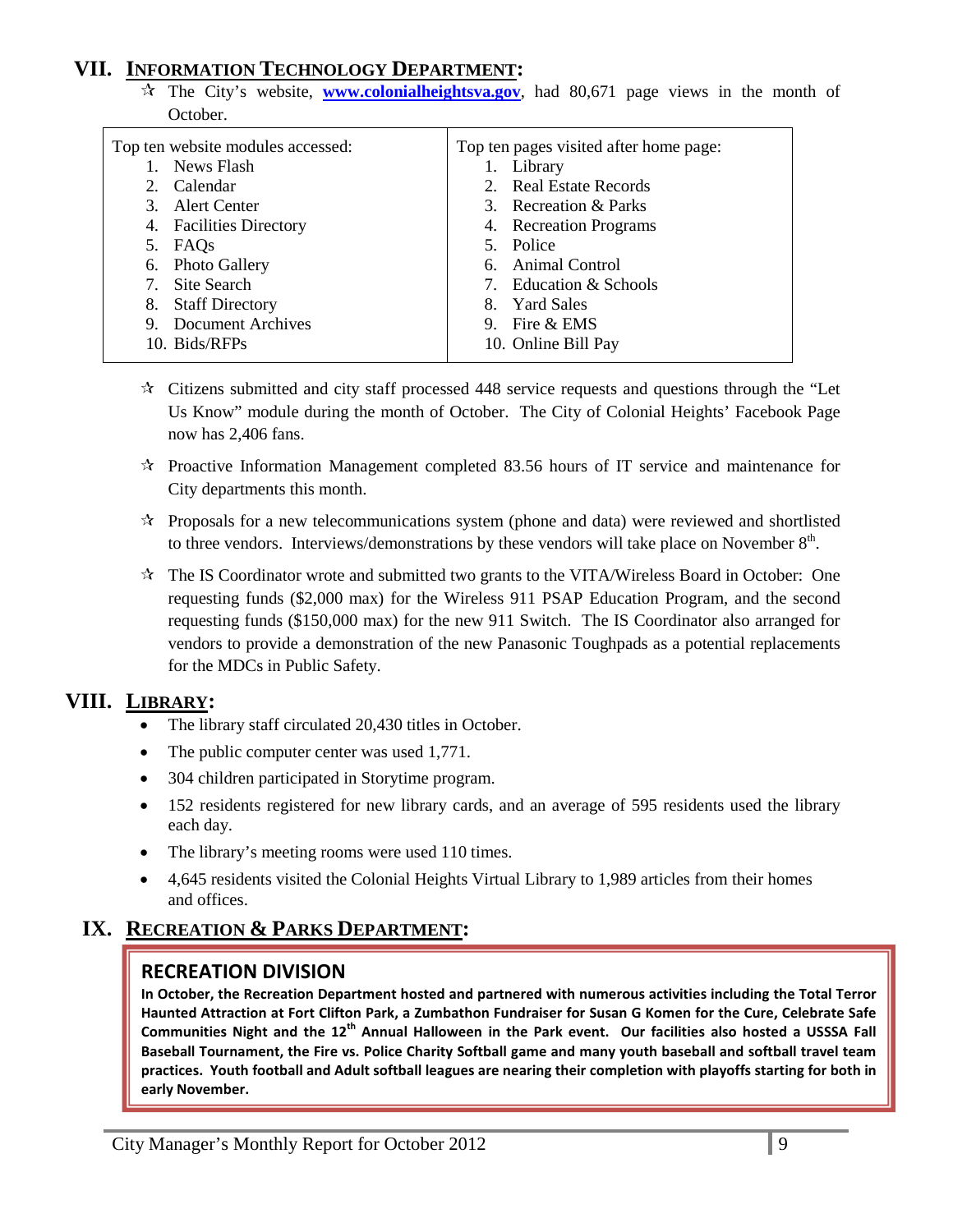## VII. INFORMATION TECHNOLOGY DEPARTMENT:

- ✰ The City's website, **www.colonialheightsva.gov**, had 80,671 page views in the month of October.

| Top ten website modules accessed: | Top ten pages visited after home page: |
|---|---|
| 1. News Flash | 1. Library |
| 2. Calendar | 2. Real Estate Records |
| 3. Alert Center | 3. Recreation & Parks |
| 4. Facilities Directory | 4. Recreation Programs |
| 5. FAQs | 5. Police |
| 6. Photo Gallery | 6. Animal Control |
| 7. Site Search | 7. Education & Schools |
| 8. Staff Directory | 8. Yard Sales |
| 9. Document Archives | 9. Fire & EMS |
| 10. Bids/RFPs | 10. Online Bill Pay |

- ✰ Citizens submitted and city staff processed 448 service requests and questions through the "Let Us Know" module during the month of October. The City of Colonial Heights' Facebook Page now has 2,406 fans.

- ✰ Proactive Information Management completed 83.56 hours of IT service and maintenance for City departments this month.

- ✰ Proposals for a new telecommunications system (phone and data) were reviewed and shortlisted to three vendors. Interviews/demonstrations by these vendors will take place on November 8th.

- ✰ The IS Coordinator wrote and submitted two grants to the VITA/Wireless Board in October: One requesting funds ($2,000 max) for the Wireless 911 PSAP Education Program, and the second requesting funds ($150,000 max) for the new 911 Switch. The IS Coordinator also arranged for vendors to provide a demonstration of the new Panasonic Toughpads as a potential replacements for the MDCs in Public Safety.

## VIII. LIBRARY:

- The library staff circulated 20,430 titles in October.
- The public computer center was used 1,771.
- 304 children participated in Storytime program.
- 152 residents registered for new library cards, and an average of 595 residents used the library each day.
- The library's meeting rooms were used 110 times.
- 4,645 residents visited the Colonial Heights Virtual Library to 1,989 articles from their homes and offices.

## IX. RECREATION & PARKS DEPARTMENT:

### RECREATION DIVISION

**In October, the Recreation Department hosted and partnered with numerous activities including the Total Terror Haunted Attraction at Fort Clifton Park, a Zumbathon Fundraiser for Susan G Komen for the Cure, Celebrate Safe Communities Night and the 12th Annual Halloween in the Park event. Our facilities also hosted a USSSA Fall Baseball Tournament, the Fire vs. Police Charity Softball game and many youth baseball and softball travel team practices. Youth football and Adult softball leagues are nearing their completion with playoffs starting for both in early November.**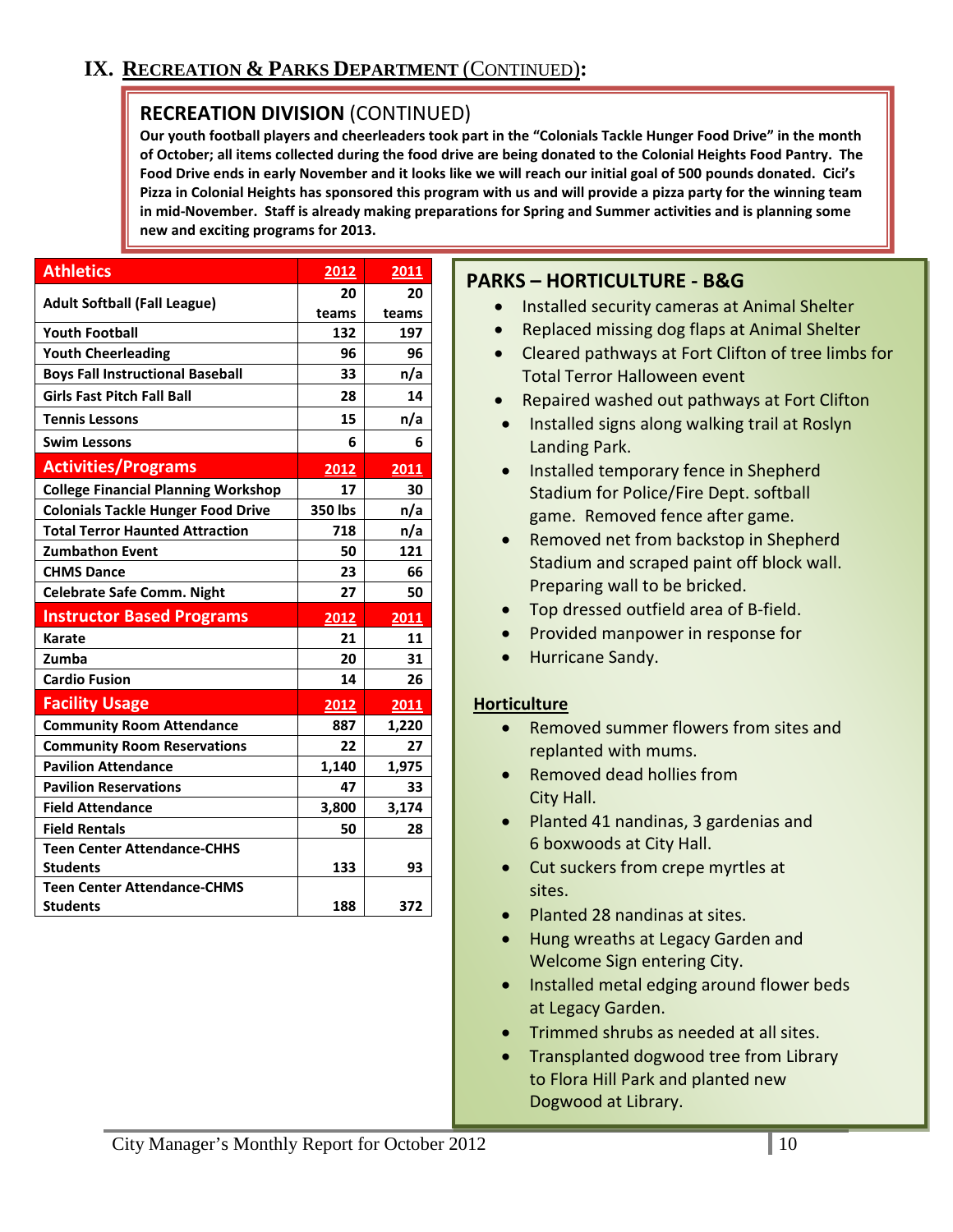## IX. Recreation & Parks Department (Continued):

### RECREATION DIVISION (CONTINUED)

**Our youth football players and cheerleaders took part in the "Colonials Tackle Hunger Food Drive" in the month of October; all items collected during the food drive are being donated to the Colonial Heights Food Pantry. The Food Drive ends in early November and it looks like we will reach our initial goal of 500 pounds donated. Cici's Pizza in Colonial Heights has sponsored this program with us and will provide a pizza party for the winning team in mid-November. Staff is already making preparations for Spring and Summer activities and is planning some new and exciting programs for 2013.**

| Athletics | 2012 | 2011 |
|---|---|---|
| Adult Softball (Fall League) | 20 teams | 20 teams |
| Youth Football | 132 | 197 |
| Youth Cheerleading | 96 | 96 |
| Boys Fall Instructional Baseball | 33 | n/a |
| Girls Fast Pitch Fall Ball | 28 | 14 |
| Tennis Lessons | 15 | n/a |
| Swim Lessons | 6 | 6 |
| **Activities/Programs** | **2012** | **2011** |
| College Financial Planning Workshop | 17 | 30 |
| Colonials Tackle Hunger Food Drive | 350 lbs | n/a |
| Total Terror Haunted Attraction | 718 | n/a |
| Zumbathon Event | 50 | 121 |
| CHMS Dance | 23 | 66 |
| Celebrate Safe Comm. Night | 27 | 50 |
| **Instructor Based Programs** | **2012** | **2011** |
| Karate | 21 | 11 |
| Zumba | 20 | 31 |
| Cardio Fusion | 14 | 26 |
| **Facility Usage** | **2012** | **2011** |
| Community Room Attendance | 887 | 1,220 |
| Community Room Reservations | 22 | 27 |
| Pavilion Attendance | 1,140 | 1,975 |
| Pavilion Reservations | 47 | 33 |
| Field Attendance | 3,800 | 3,174 |
| Field Rentals | 50 | 28 |
| Teen Center Attendance-CHHS Students | 133 | 93 |
| Teen Center Attendance-CHMS Students | 188 | 372 |

### PARKS – HORTICULTURE - B&G

- Installed security cameras at Animal Shelter
- Replaced missing dog flaps at Animal Shelter
- Cleared pathways at Fort Clifton of tree limbs for Total Terror Halloween event
- Repaired washed out pathways at Fort Clifton
- Installed signs along walking trail at Roslyn Landing Park.
- Installed temporary fence in Shepherd Stadium for Police/Fire Dept. softball game. Removed fence after game.
- Removed net from backstop in Shepherd Stadium and scraped paint off block wall. Preparing wall to be bricked.
- Top dressed outfield area of B-field.
- Provided manpower in response for
- Hurricane Sandy.

**Horticulture**

- Removed summer flowers from sites and replanted with mums.
- Removed dead hollies from City Hall.
- Planted 41 nandinas, 3 gardenias and 6 boxwoods at City Hall.
- Cut suckers from crepe myrtles at sites.
- Planted 28 nandinas at sites.
- Hung wreaths at Legacy Garden and Welcome Sign entering City.
- Installed metal edging around flower beds at Legacy Garden.
- Trimmed shrubs as needed at all sites.
- Transplanted dogwood tree from Library to Flora Hill Park and planted new Dogwood at Library.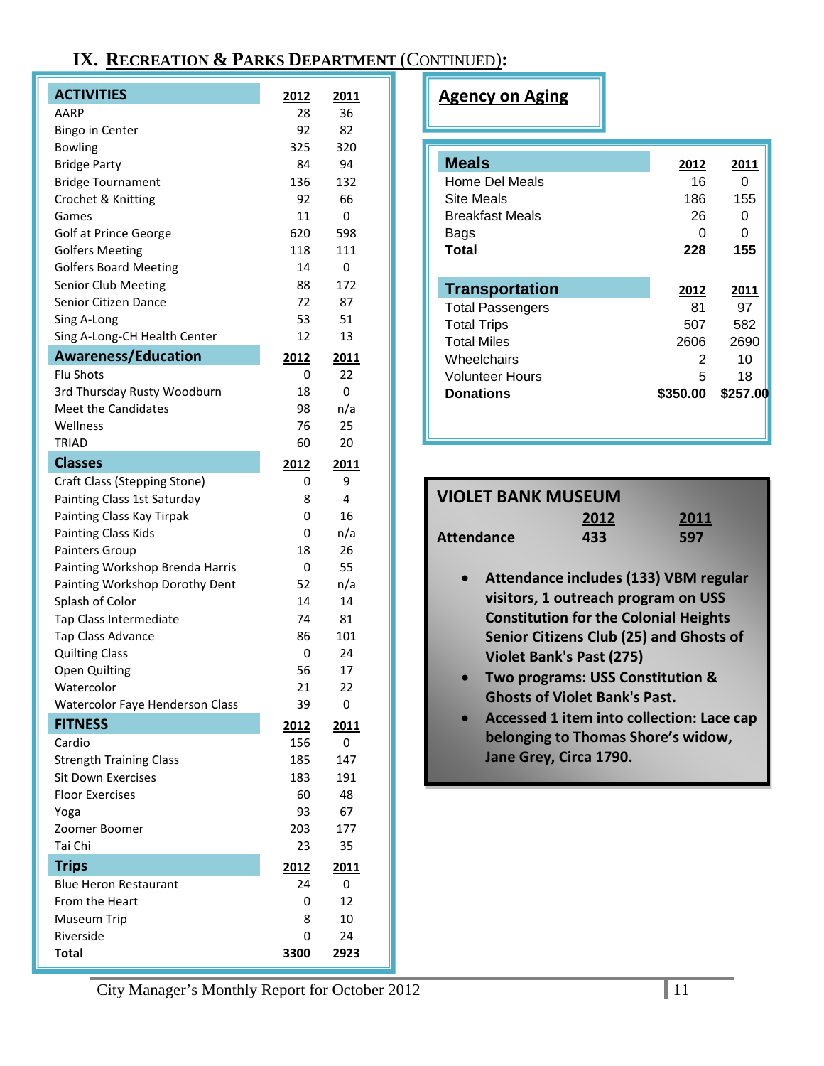# IX. Recreation & Parks Department (Continued):

| ACTIVITIES | 2012 | 2011 |
|---|---|---|
| AARP | 28 | 36 |
| Bingo in Center | 92 | 82 |
| Bowling | 325 | 320 |
| Bridge Party | 84 | 94 |
| Bridge Tournament | 136 | 132 |
| Crochet & Knitting | 92 | 66 |
| Games | 11 | 0 |
| Golf at Prince George | 620 | 598 |
| Golfers Meeting | 118 | 111 |
| Golfers Board Meeting | 14 | 0 |
| Senior Club Meeting | 88 | 172 |
| Senior Citizen Dance | 72 | 87 |
| Sing A-Long | 53 | 51 |
| Sing A-Long-CH Health Center | 12 | 13 |
| **Awareness/Education** | **2012** | **2011** |
| Flu Shots | 0 | 22 |
| 3rd Thursday Rusty Woodburn | 18 | 0 |
| Meet the Candidates | 98 | n/a |
| Wellness | 76 | 25 |
| TRIAD | 60 | 20 |
| **Classes** | **2012** | **2011** |
| Craft Class (Stepping Stone) | 0 | 9 |
| Painting Class 1st Saturday | 8 | 4 |
| Painting Class Kay Tirpak | 0 | 16 |
| Painting Class Kids | 0 | n/a |
| Painters Group | 18 | 26 |
| Painting Workshop Brenda Harris | 0 | 55 |
| Painting Workshop Dorothy Dent | 52 | n/a |
| Splash of Color | 14 | 14 |
| Tap Class Intermediate | 74 | 81 |
| Tap Class Advance | 86 | 101 |
| Quilting Class | 0 | 24 |
| Open Quilting | 56 | 17 |
| Watercolor | 21 | 22 |
| Watercolor Faye Henderson Class | 39 | 0 |
| **FITNESS** | **2012** | **2011** |
| Cardio | 156 | 0 |
| Strength Training Class | 185 | 147 |
| Sit Down Exercises | 183 | 191 |
| Floor Exercises | 60 | 48 |
| Yoga | 93 | 67 |
| Zoomer Boomer | 203 | 177 |
| Tai Chi | 23 | 35 |
| **Trips** | **2012** | **2011** |
| Blue Heron Restaurant | 24 | 0 |
| From the Heart | 0 | 12 |
| Museum Trip | 8 | 10 |
| Riverside | 0 | 24 |
| **Total** | **3300** | **2923** |

## Agency on Aging

| Meals | 2012 | 2011 |
|---|---|---|
| Home Del Meals | 16 | 0 |
| Site Meals | 186 | 155 |
| Breakfast Meals | 26 | 0 |
| Bags | 0 | 0 |
| **Total** | **228** | **155** |

| Transportation | 2012 | 2011 |
|---|---|---|
| Total Passengers | 81 | 97 |
| Total Trips | 507 | 582 |
| Total Miles | 2606 | 2690 |
| Wheelchairs | 2 | 10 |
| Volunteer Hours | 5 | 18 |
| **Donations** | **$350.00** | **$257.00** |

## VIOLET BANK MUSEUM

| | 2012 | 2011 |
|---|---|---|
| **Attendance** | **433** | **597** |

- **Attendance includes (133) VBM regular visitors, 1 outreach program on USS Constitution for the Colonial Heights Senior Citizens Club (25) and Ghosts of Violet Bank's Past (275)**
- **Two programs: USS Constitution & Ghosts of Violet Bank's Past.**
- **Accessed 1 item into collection: Lace cap belonging to Thomas Shore's widow, Jane Grey, Circa 1790.**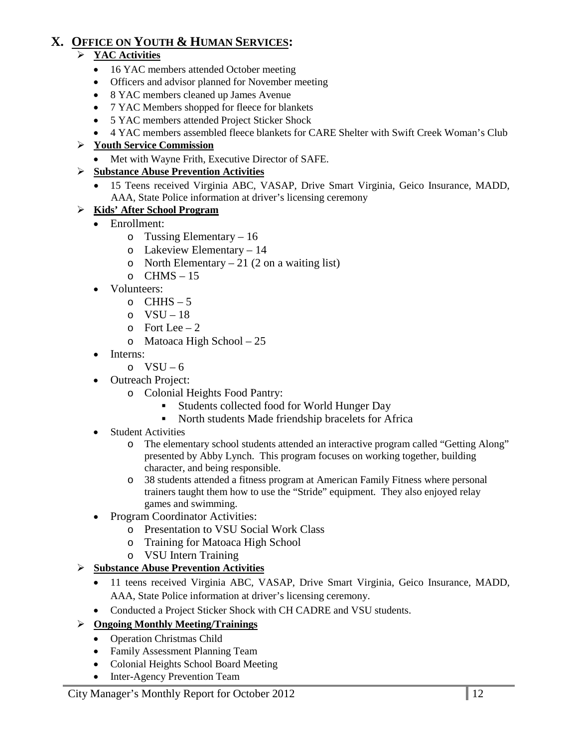# X. OFFICE ON YOUTH & HUMAN SERVICES:

- **YAC Activities**
  - 16 YAC members attended October meeting
  - Officers and advisor planned for November meeting
  - 8 YAC members cleaned up James Avenue
  - 7 YAC Members shopped for fleece for blankets
  - 5 YAC members attended Project Sticker Shock
  - 4 YAC members assembled fleece blankets for CARE Shelter with Swift Creek Woman's Club
- **Youth Service Commission**
  - Met with Wayne Frith, Executive Director of SAFE.
- **Substance Abuse Prevention Activities**
  - 15 Teens received Virginia ABC, VASAP, Drive Smart Virginia, Geico Insurance, MADD, AAA, State Police information at driver's licensing ceremony
- **Kids' After School Program**
  - Enrollment:
    - Tussing Elementary – 16
    - Lakeview Elementary – 14
    - North Elementary – 21 (2 on a waiting list)
    - CHMS – 15
  - Volunteers:
    - CHHS – 5
    - VSU – 18
    - Fort Lee – 2
    - Matoaca High School – 25
  - Interns:
    - VSU – 6
  - Outreach Project:
    - Colonial Heights Food Pantry:
      - Students collected food for World Hunger Day
      - North students Made friendship bracelets for Africa
  - Student Activities
    - The elementary school students attended an interactive program called "Getting Along" presented by Abby Lynch. This program focuses on working together, building character, and being responsible.
    - 38 students attended a fitness program at American Family Fitness where personal trainers taught them how to use the "Stride" equipment. They also enjoyed relay games and swimming.
  - Program Coordinator Activities:
    - Presentation to VSU Social Work Class
    - Training for Matoaca High School
    - VSU Intern Training
- **Substance Abuse Prevention Activities**
  - 11 teens received Virginia ABC, VASAP, Drive Smart Virginia, Geico Insurance, MADD, AAA, State Police information at driver's licensing ceremony.
  - Conducted a Project Sticker Shock with CH CADRE and VSU students.
- **Ongoing Monthly Meeting/Trainings**
  - Operation Christmas Child
  - Family Assessment Planning Team
  - Colonial Heights School Board Meeting
  - Inter-Agency Prevention Team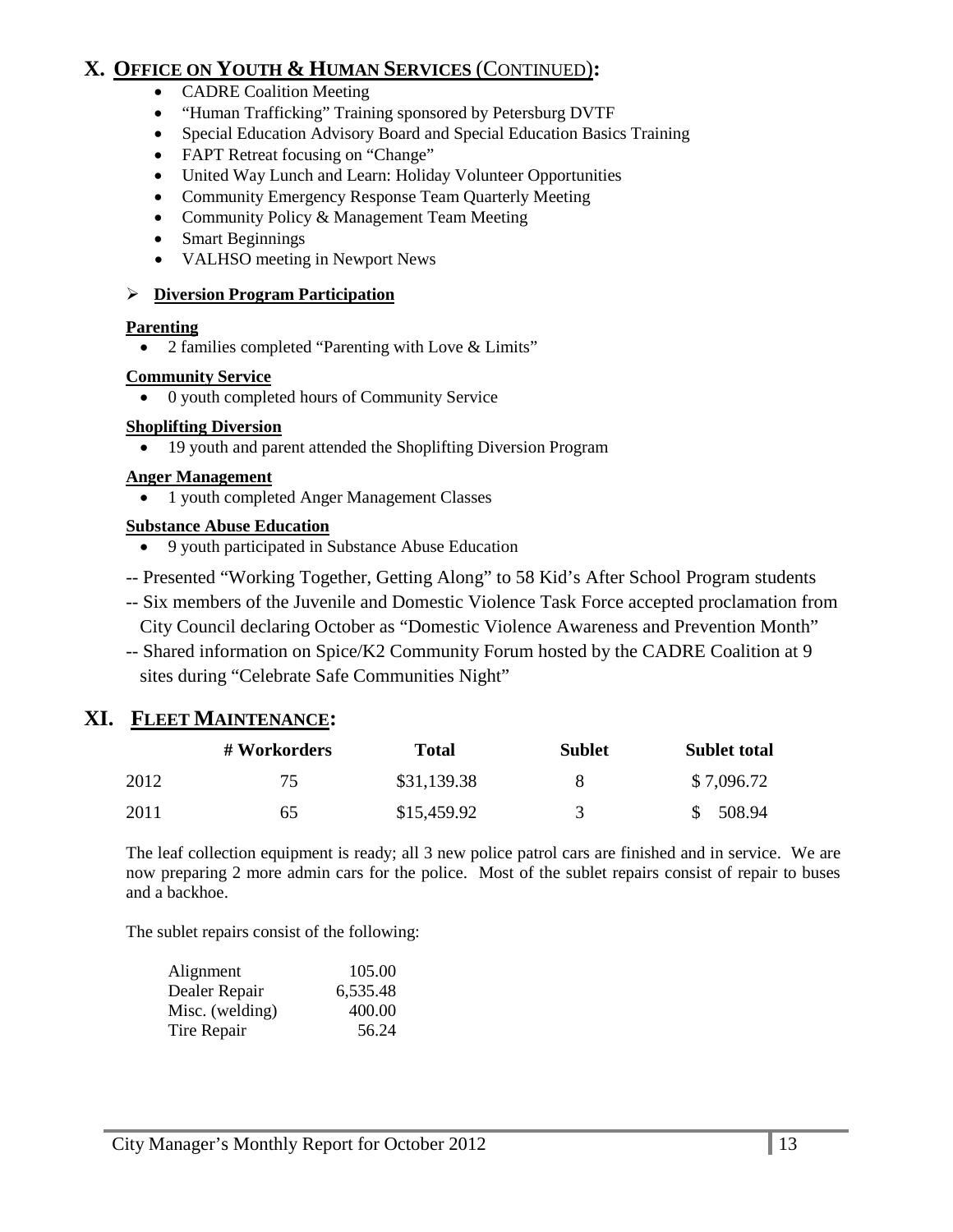## X. OFFICE ON YOUTH & HUMAN SERVICES (CONTINUED):

- CADRE Coalition Meeting
- "Human Trafficking" Training sponsored by Petersburg DVTF
- Special Education Advisory Board and Special Education Basics Training
- FAPT Retreat focusing on "Change"
- United Way Lunch and Learn: Holiday Volunteer Opportunities
- Community Emergency Response Team Quarterly Meeting
- Community Policy & Management Team Meeting
- Smart Beginnings
- VALHSO meeting in Newport News

➢ **Diversion Program Participation**

**Parenting**

- 2 families completed "Parenting with Love & Limits"

**Community Service**

- 0 youth completed hours of Community Service

**Shoplifting Diversion**

- 19 youth and parent attended the Shoplifting Diversion Program

**Anger Management**

- 1 youth completed Anger Management Classes

**Substance Abuse Education**

- 9 youth participated in Substance Abuse Education

-- Presented "Working Together, Getting Along" to 58 Kid's After School Program students

-- Six members of the Juvenile and Domestic Violence Task Force accepted proclamation from City Council declaring October as "Domestic Violence Awareness and Prevention Month"

-- Shared information on Spice/K2 Community Forum hosted by the CADRE Coalition at 9 sites during "Celebrate Safe Communities Night"

## XI. FLEET MAINTENANCE:

| | # Workorders | Total | Sublet | Sublet total |
|---|---|---|---|---|
| 2012 | 75 | $31,139.38 | 8 | $ 7,096.72 |
| 2011 | 65 | $15,459.92 | 3 | $ 508.94 |

The leaf collection equipment is ready; all 3 new police patrol cars are finished and in service. We are now preparing 2 more admin cars for the police. Most of the sublet repairs consist of repair to buses and a backhoe.

The sublet repairs consist of the following:

| | |
|---|---|
| Alignment | 105.00 |
| Dealer Repair | 6,535.48 |
| Misc. (welding) | 400.00 |
| Tire Repair | 56.24 |